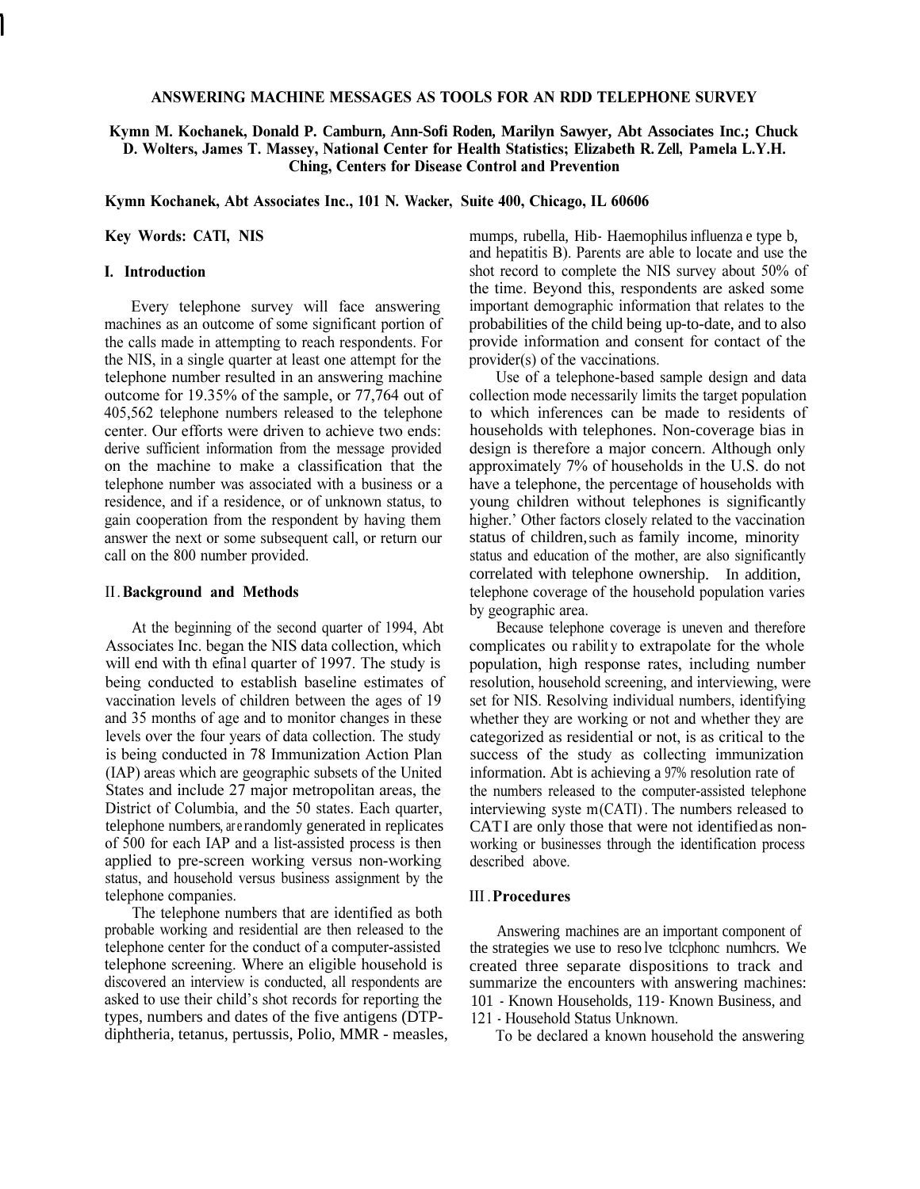# ANSWERING MACHINE MESSAGES AS TOOLS FOR AN RDD TELEPHONE SURVEY

**Kymn M. Kochanek, Donald P. Camburn, Ann-Sofi Roden, Marilyn Sawyer, Abt Associates Inc.; Chuck D. Wolters, James T. Massey, National Center for Health Statistics; Elizabeth R. Zell, Pamela L.Y.H. Ching, Centers for Disease Control and Prevention**

**Kymn Kochanek, Abt Associates Inc., 101 N. Wacker, Suite 400, Chicago, IL 60606**

**Key Words: CATI, NIS**

## I. Introduction

Every telephone survey will face answering machines as an outcome of some significant portion of the calls made in attempting to reach respondents. For the NIS, in a single quarter at least one attempt for the telephone number resulted in an answering machine outcome for 19.35% of the sample, or 77,764 out of 405,562 telephone numbers released to the telephone center. Our efforts were driven to achieve two ends: derive sufficient information from the message provided on the machine to make a classification that the telephone number was associated with a business or a residence, and if a residence, or of unknown status, to gain cooperation from the respondent by having them answer the next or some subsequent call, or return our call on the 800 number provided.

## II. Background and Methods

At the beginning of the second quarter of 1994, Abt Associates Inc. began the NIS data collection, which will end with th efinal quarter of 1997. The study is being conducted to establish baseline estimates of vaccination levels of children between the ages of 19 and 35 months of age and to monitor changes in these levels over the four years of data collection. The study is being conducted in 78 Immunization Action Plan (IAP) areas which are geographic subsets of the United States and include 27 major metropolitan areas, the District of Columbia, and the 50 states. Each quarter, telephone numbers, are randomly generated in replicates of 500 for each IAP and a list-assisted process is then applied to pre-screen working versus non-working status, and household versus business assignment by the telephone companies.

The telephone numbers that are identified as both probable working and residential are then released to the telephone center for the conduct of a computer-assisted telephone screening. Where an eligible household is discovered an interview is conducted, all respondents are asked to use their child's shot records for reporting the types, numbers and dates of the five antigens (DTP-diphtheria, tetanus, pertussis, Polio, MMR - measles, mumps, rubella, Hib- Haemophilus influenza e type b, and hepatitis B). Parents are able to locate and use the shot record to complete the NIS survey about 50% of the time. Beyond this, respondents are asked some important demographic information that relates to the probabilities of the child being up-to-date, and to also provide information and consent for contact of the provider(s) of the vaccinations.

Use of a telephone-based sample design and data collection mode necessarily limits the target population to which inferences can be made to residents of households with telephones. Non-coverage bias in design is therefore a major concern. Although only approximately 7% of households in the U.S. do not have a telephone, the percentage of households with young children without telephones is significantly higher.' Other factors closely related to the vaccination status of children, such as family income, minority status and education of the mother, are also significantly correlated with telephone ownership. In addition, telephone coverage of the household population varies by geographic area.

Because telephone coverage is uneven and therefore complicates ou rability to extrapolate for the whole population, high response rates, including number resolution, household screening, and interviewing, were set for NIS. Resolving individual numbers, identifying whether they are working or not and whether they are categorized as residential or not, is as critical to the success of the study as collecting immunization information. Abt is achieving a 97% resolution rate of the numbers released to the computer-assisted telephone interviewing syste m(CATI). The numbers released to CATI are only those that were not identified as non-working or businesses through the identification process described above.

## III. Procedures

Answering machines are an important component of the strategies we use to reso lve tclcphonc numhcrs. We created three separate dispositions to track and summarize the encounters with answering machines: 101 - Known Households, 119 - Known Business, and 121 - Household Status Unknown.

To be declared a known household the answering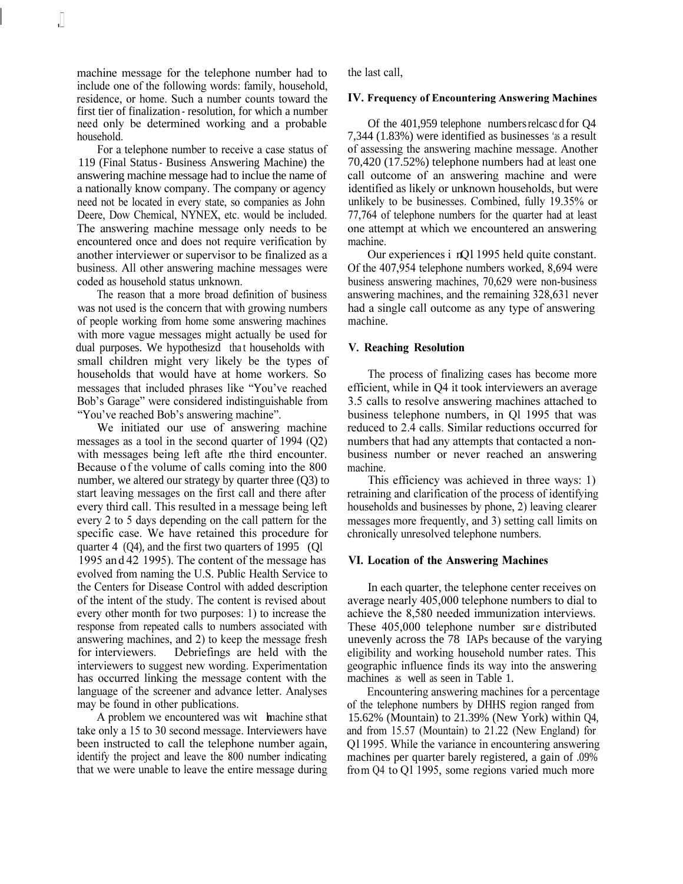machine message for the telephone number had to include one of the following words: family, household, residence, or home. Such a number counts toward the first tier of finalization - resolution, for which a number need only be determined working and a probable household.

For a telephone number to receive a case status of 119 (Final Status - Business Answering Machine) the answering machine message had to inclue the name of a nationally know company. The company or agency need not be located in every state, so companies as John Deere, Dow Chemical, NYNEX, etc. would be included. The answering machine message only needs to be encountered once and does not require verification by another interviewer or supervisor to be finalized as a business. All other answering machine messages were coded as household status unknown.

The reason that a more broad definition of business was not used is the concern that with growing numbers of people working from home some answering machines with more vague messages might actually be used for dual purposes. We hypothesizd that households with small children might very likely be the types of households that would have at home workers. So messages that included phrases like "You've reached Bob's Garage" were considered indistinguishable from "You've reached Bob's answering machine".

We initiated our use of answering machine messages as a tool in the second quarter of 1994 (Q2) with messages being left after the third encounter. Because of the volume of calls coming into the 800 number, we altered our strategy by quarter three (Q3) to start leaving messages on the first call and there after every third call. This resulted in a message being left every 2 to 5 days depending on the call pattern for the specific case. We have retained this procedure for quarter 4 (Q4), and the first two quarters of 1995 (Ql 1995 and 42 1995). The content of the message has evolved from naming the U.S. Public Health Service to the Centers for Disease Control with added description of the intent of the study. The content is revised about every other month for two purposes: 1) to increase the response from repeated calls to numbers associated with answering machines, and 2) to keep the message fresh for interviewers. Debriefings are held with the interviewers to suggest new wording. Experimentation has occurred linking the message content with the language of the screener and advance letter. Analyses may be found in other publications.

A problem we encountered was with machines that take only a 15 to 30 second message. Interviewers have been instructed to call the telephone number again, identify the project and leave the 800 number indicating that we were unable to leave the entire message during the last call,

## IV. Frequency of Encountering Answering Machines

Of the 401,959 telephone numbers released for Q4 7,344 (1.83%) were identified as businesses as a result of assessing the answering machine message. Another 70,420 (17.52%) telephone numbers had at least one call outcome of an answering machine and were identified as likely or unknown households, but were unlikely to be businesses. Combined, fully 19.35% or 77,764 of telephone numbers for the quarter had at least one attempt at which we encountered an answering machine.

Our experiences in Ql 1995 held quite constant. Of the 407,954 telephone numbers worked, 8,694 were business answering machines, 70,629 were non-business answering machines, and the remaining 328,631 never had a single call outcome as any type of answering machine.

## V. Reaching Resolution

The process of finalizing cases has become more efficient, while in Q4 it took interviewers an average 3.5 calls to resolve answering machines attached to business telephone numbers, in Ql 1995 that was reduced to 2.4 calls. Similar reductions occurred for numbers that had any attempts that contacted a non-business number or never reached an answering machine.

This efficiency was achieved in three ways: 1) retraining and clarification of the process of identifying households and businesses by phone, 2) leaving clearer messages more frequently, and 3) setting call limits on chronically unresolved telephone numbers.

## VI. Location of the Answering Machines

In each quarter, the telephone center receives on average nearly 405,000 telephone numbers to dial to achieve the 8,580 needed immunization interviews. These 405,000 telephone numbers are distributed unevenly across the 78 IAPs because of the varying eligibility and working household number rates. This geographic influence finds its way into the answering machines as well as seen in Table 1.

Encountering answering machines for a percentage of the telephone numbers by DHHS region ranged from 15.62% (Mountain) to 21.39% (New York) within Q4, and from 15.57 (Mountain) to 21.22 (New England) for Ql 1995. While the variance in encountering answering machines per quarter barely registered, a gain of .09% from Q4 to Ql 1995, some regions varied much more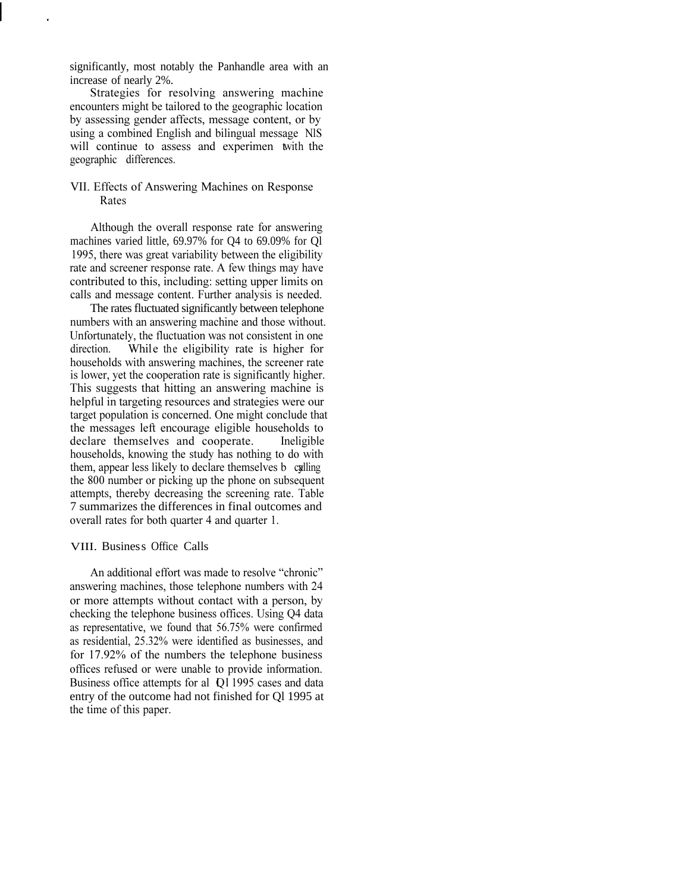significantly, most notably the Panhandle area with an increase of nearly 2%.

Strategies for resolving answering machine encounters might be tailored to the geographic location by assessing gender affects, message content, or by using a combined English and bilingual message. NIS will continue to assess and experiment with the geographic differences.

## VII. Effects of Answering Machines on Response Rates

Although the overall response rate for answering machines varied little, 69.97% for Q4 to 69.09% for Q1 1995, there was great variability between the eligibility rate and screener response rate. A few things may have contributed to this, including: setting upper limits on calls and message content. Further analysis is needed.

The rates fluctuated significantly between telephone numbers with an answering machine and those without. Unfortunately, the fluctuation was not consistent in one direction. While the eligibility rate is higher for households with answering machines, the screener rate is lower, yet the cooperation rate is significantly higher. This suggests that hitting an answering machine is helpful in targeting resources and strategies were our target population is concerned. One might conclude that the messages left encourage eligible households to declare themselves and cooperate. Ineligible households, knowing the study has nothing to do with them, appear less likely to declare themselves by calling the 800 number or picking up the phone on subsequent attempts, thereby decreasing the screening rate. Table 7 summarizes the differences in final outcomes and overall rates for both quarter 4 and quarter 1.

## VIII. Business Office Calls

An additional effort was made to resolve "chronic" answering machines, those telephone numbers with 24 or more attempts without contact with a person, by checking the telephone business offices. Using Q4 data as representative, we found that 56.75% were confirmed as residential, 25.32% were identified as businesses, and for 17.92% of the numbers the telephone business offices refused or were unable to provide information. Business office attempts for all Q1 1995 cases and data entry of the outcome had not finished for Q1 1995 at the time of this paper.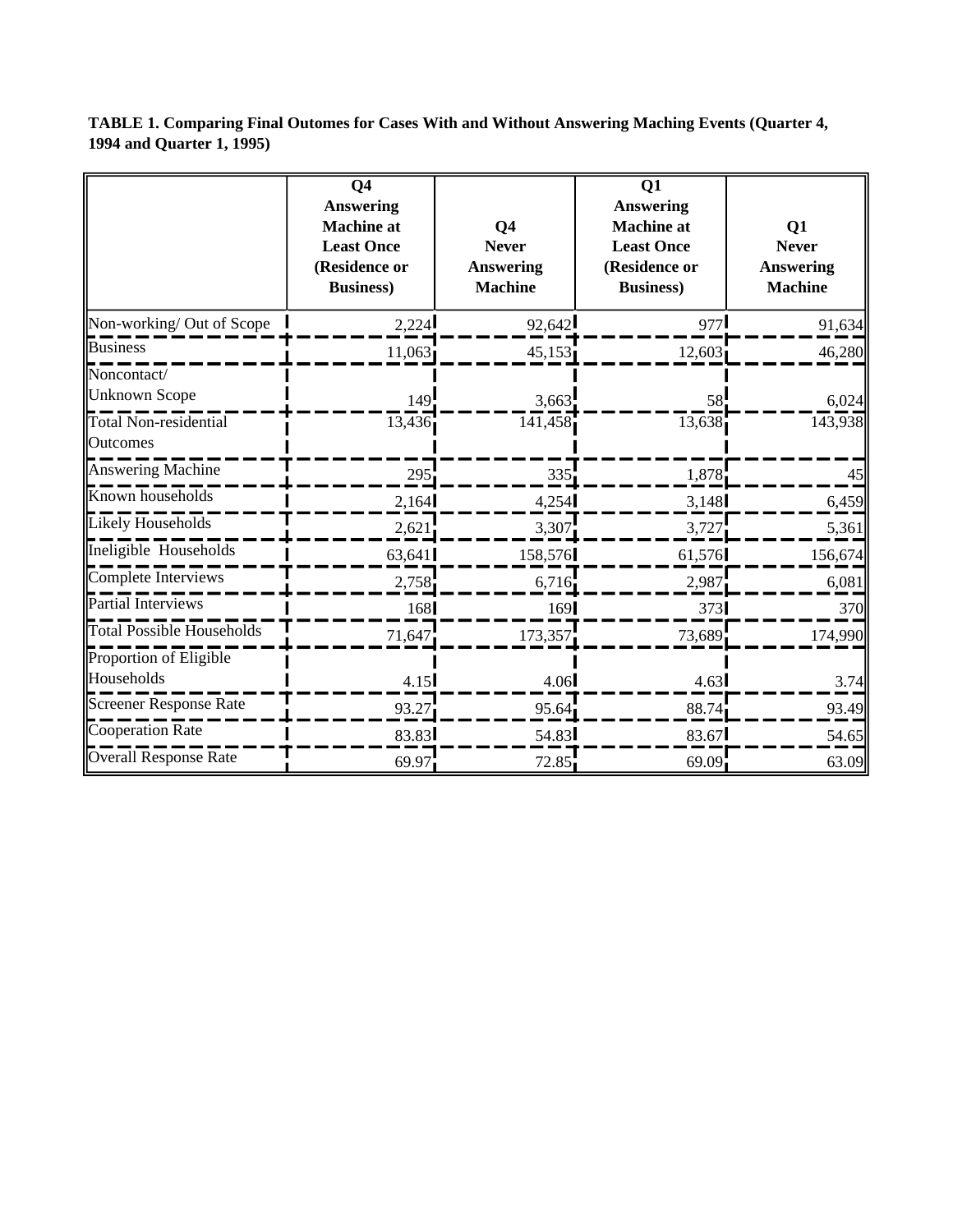**TABLE 1. Comparing Final Outomes for Cases With and Without Answering Maching Events (Quarter 4, 1994 and Quarter 1, 1995)**

| | Q4 Answering Machine at Least Once (Residence or Business) | Q4 Never Answering Machine | Q1 Answering Machine at Least Once (Residence or Business) | Q1 Never Answering Machine |
|---|---|---|---|---|
| Non-working/ Out of Scope | 2,224 | 92,642 | 977 | 91,634 |
| Business | 11,063 | 45,153 | 12,603 | 46,280 |
| Noncontact/ Unknown Scope | 149 | 3,663 | 58 | 6,024 |
| Total Non-residential Outcomes | 13,436 | 141,458 | 13,638 | 143,938 |
| Answering Machine | 295 | 335 | 1,878 | 45 |
| Known households | 2,164 | 4,254 | 3,148 | 6,459 |
| Likely Households | 2,621 | 3,307 | 3,727 | 5,361 |
| Ineligible Households | 63,641 | 158,576 | 61,576 | 156,674 |
| Complete Interviews | 2,758 | 6,716 | 2,987 | 6,081 |
| Partial Interviews | 168 | 169 | 373 | 370 |
| Total Possible Households | 71,647 | 173,357 | 73,689 | 174,990 |
| Proportion of Eligible Households | 4.15 | 4.06 | 4.63 | 3.74 |
| Screener Response Rate | 93.27 | 95.64 | 88.74 | 93.49 |
| Cooperation Rate | 83.83 | 54.83 | 83.67 | 54.65 |
| Overall Response Rate | 69.97 | 72.85 | 69.09 | 63.09 |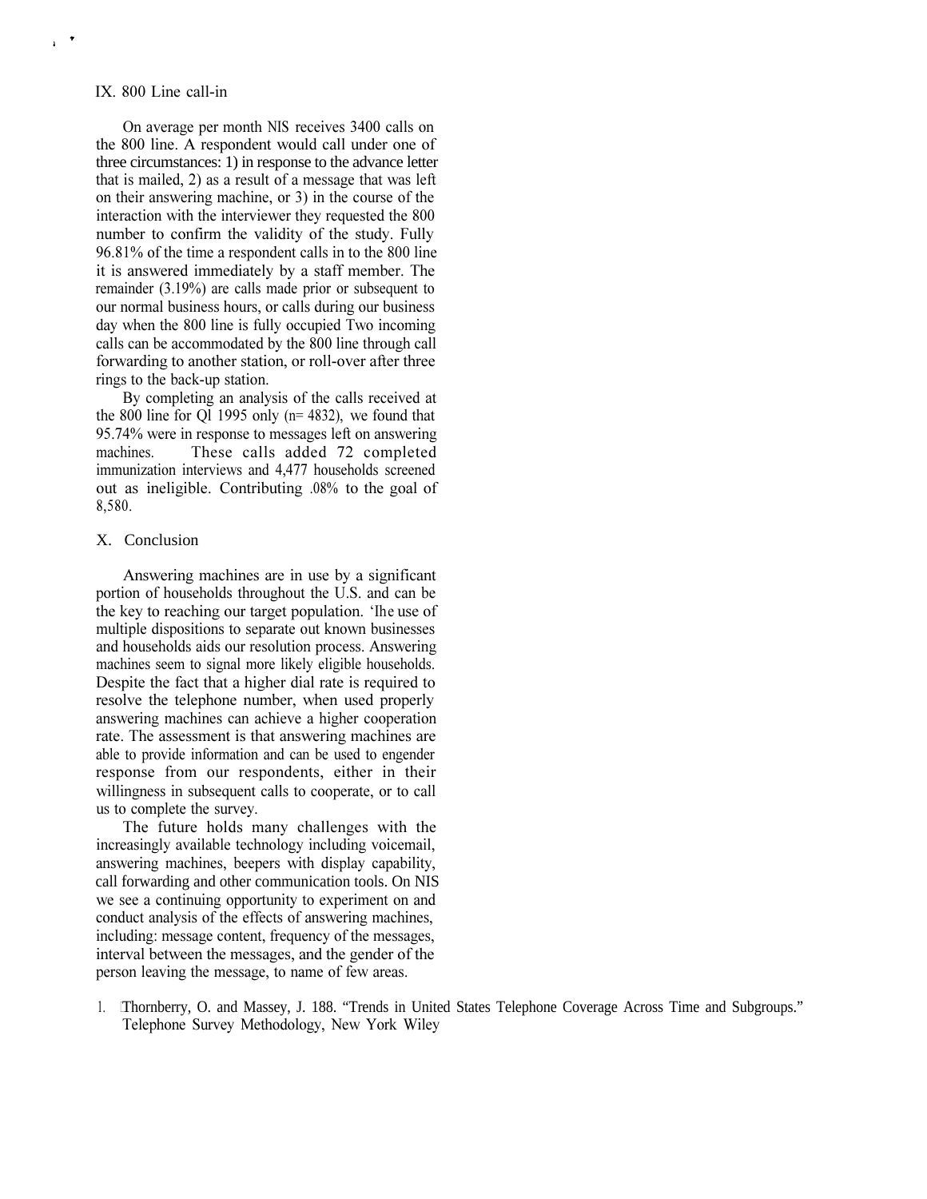## IX. 800 Line call-in

On average per month NIS receives 3400 calls on the 800 line. A respondent would call under one of three circumstances: 1) in response to the advance letter that is mailed, 2) as a result of a message that was left on their answering machine, or 3) in the course of the interaction with the interviewer they requested the 800 number to confirm the validity of the study. Fully 96.81% of the time a respondent calls in to the 800 line it is answered immediately by a staff member. The remainder (3.19%) are calls made prior or subsequent to our normal business hours, or calls during our business day when the 800 line is fully occupied Two incoming calls can be accommodated by the 800 line through call forwarding to another station, or roll-over after three rings to the back-up station.

By completing an analysis of the calls received at the 800 line for Ql 1995 only (n= 4832), we found that 95.74% were in response to messages left on answering machines. These calls added 72 completed immunization interviews and 4,477 households screened out as ineligible. Contributing .08% to the goal of 8,580.

## X. Conclusion

Answering machines are in use by a significant portion of households throughout the U.S. and can be the key to reaching our target population. 'lhe use of multiple dispositions to separate out known businesses and households aids our resolution process. Answering machines seem to signal more likely eligible households. Despite the fact that a higher dial rate is required to resolve the telephone number, when used properly answering machines can achieve a higher cooperation rate. The assessment is that answering machines are able to provide information and can be used to engender response from our respondents, either in their willingness in subsequent calls to cooperate, or to call us to complete the survey.

The future holds many challenges with the increasingly available technology including voicemail, answering machines, beepers with display capability, call forwarding and other communication tools. On NIS we see a continuing opportunity to experiment on and conduct analysis of the effects of answering machines, including: message content, frequency of the messages, interval between the messages, and the gender of the person leaving the message, to name of few areas.

1. Thornberry, O. and Massey, J. 188. "Trends in United States Telephone Coverage Across Time and Subgroups." Telephone Survey Methodology, New York Wiley